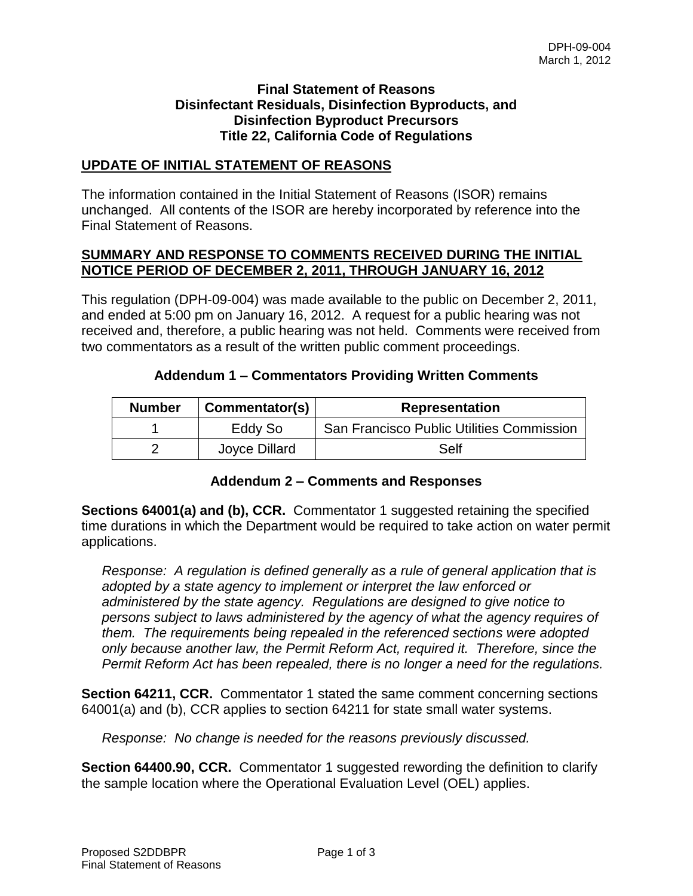DPH-09-004
March 1, 2012

# Final Statement of Reasons
# Disinfectant Residuals, Disinfection Byproducts, and Disinfection Byproduct Precursors
# Title 22, California Code of Regulations

## UPDATE OF INITIAL STATEMENT OF REASONS

The information contained in the Initial Statement of Reasons (ISOR) remains unchanged. All contents of the ISOR are hereby incorporated by reference into the Final Statement of Reasons.

## SUMMARY AND RESPONSE TO COMMENTS RECEIVED DURING THE INITIAL NOTICE PERIOD OF DECEMBER 2, 2011, THROUGH JANUARY 16, 2012

This regulation (DPH-09-004) was made available to the public on December 2, 2011, and ended at 5:00 pm on January 16, 2012. A request for a public hearing was not received and, therefore, a public hearing was not held. Comments were received from two commentators as a result of the written public comment proceedings.

### Addendum 1 – Commentators Providing Written Comments

| Number | Commentator(s) | Representation |
|---|---|---|
| 1 | Eddy So | San Francisco Public Utilities Commission |
| 2 | Joyce Dillard | Self |

### Addendum 2 – Comments and Responses

**Sections 64001(a) and (b), CCR.** Commentator 1 suggested retaining the specified time durations in which the Department would be required to take action on water permit applications.

> *Response: A regulation is defined generally as a rule of general application that is adopted by a state agency to implement or interpret the law enforced or administered by the state agency. Regulations are designed to give notice to persons subject to laws administered by the agency of what the agency requires of them. The requirements being repealed in the referenced sections were adopted only because another law, the Permit Reform Act, required it. Therefore, since the Permit Reform Act has been repealed, there is no longer a need for the regulations.*

**Section 64211, CCR.** Commentator 1 stated the same comment concerning sections 64001(a) and (b), CCR applies to section 64211 for state small water systems.

> *Response: No change is needed for the reasons previously discussed.*

**Section 64400.90, CCR.** Commentator 1 suggested rewording the definition to clarify the sample location where the Operational Evaluation Level (OEL) applies.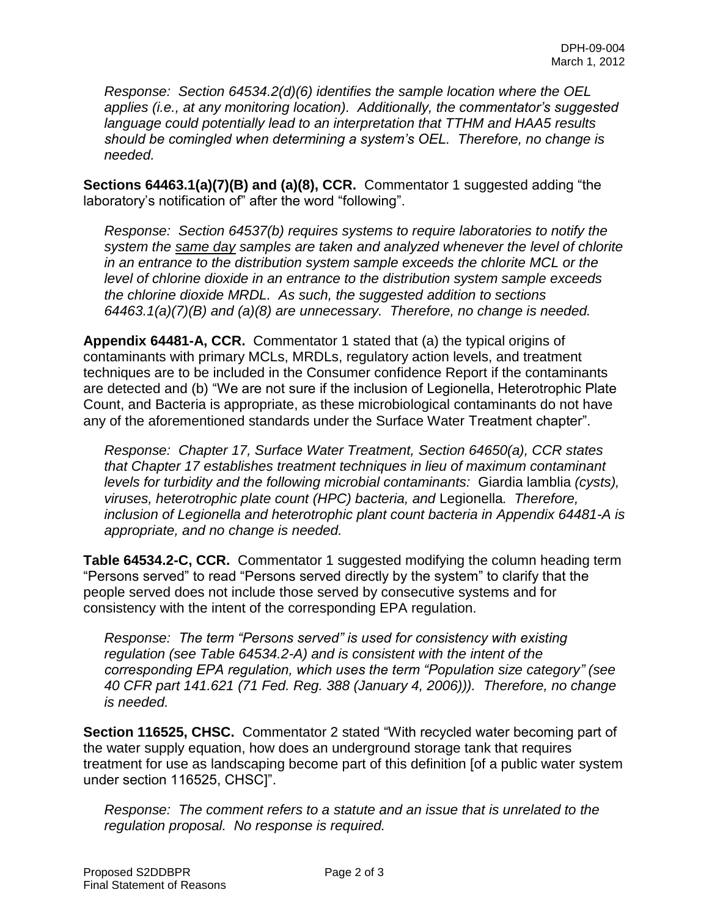*Response: Section 64534.2(d)(6) identifies the sample location where the OEL applies (i.e., at any monitoring location). Additionally, the commentator's suggested language could potentially lead to an interpretation that TTHM and HAA5 results should be comingled when determining a system's OEL. Therefore, no change is needed.*

**Sections 64463.1(a)(7)(B) and (a)(8), CCR.** Commentator 1 suggested adding "the laboratory's notification of" after the word "following".

*Response: Section 64537(b) requires systems to require laboratories to notify the system the <u>same day</u> samples are taken and analyzed whenever the level of chlorite in an entrance to the distribution system sample exceeds the chlorite MCL or the level of chlorine dioxide in an entrance to the distribution system sample exceeds the chlorine dioxide MRDL. As such, the suggested addition to sections 64463.1(a)(7)(B) and (a)(8) are unnecessary. Therefore, no change is needed.*

**Appendix 64481-A, CCR.** Commentator 1 stated that (a) the typical origins of contaminants with primary MCLs, MRDLs, regulatory action levels, and treatment techniques are to be included in the Consumer confidence Report if the contaminants are detected and (b) "We are not sure if the inclusion of Legionella, Heterotrophic Plate Count, and Bacteria is appropriate, as these microbiological contaminants do not have any of the aforementioned standards under the Surface Water Treatment chapter".

*Response: Chapter 17, Surface Water Treatment, Section 64650(a), CCR states that Chapter 17 establishes treatment techniques in lieu of maximum contaminant levels for turbidity and the following microbial contaminants:* Giardia lamblia *(cysts), viruses, heterotrophic plate count (HPC) bacteria, and* Legionella*. Therefore, inclusion of Legionella and heterotrophic plant count bacteria in Appendix 64481-A is appropriate, and no change is needed.*

**Table 64534.2-C, CCR.** Commentator 1 suggested modifying the column heading term "Persons served" to read "Persons served directly by the system" to clarify that the people served does not include those served by consecutive systems and for consistency with the intent of the corresponding EPA regulation.

*Response: The term "Persons served" is used for consistency with existing regulation (see Table 64534.2-A) and is consistent with the intent of the corresponding EPA regulation, which uses the term "Population size category" (see 40 CFR part 141.621 (71 Fed. Reg. 388 (January 4, 2006))). Therefore, no change is needed.*

**Section 116525, CHSC.** Commentator 2 stated "With recycled water becoming part of the water supply equation, how does an underground storage tank that requires treatment for use as landscaping become part of this definition [of a public water system under section 116525, CHSC]".

*Response: The comment refers to a statute and an issue that is unrelated to the regulation proposal. No response is required.*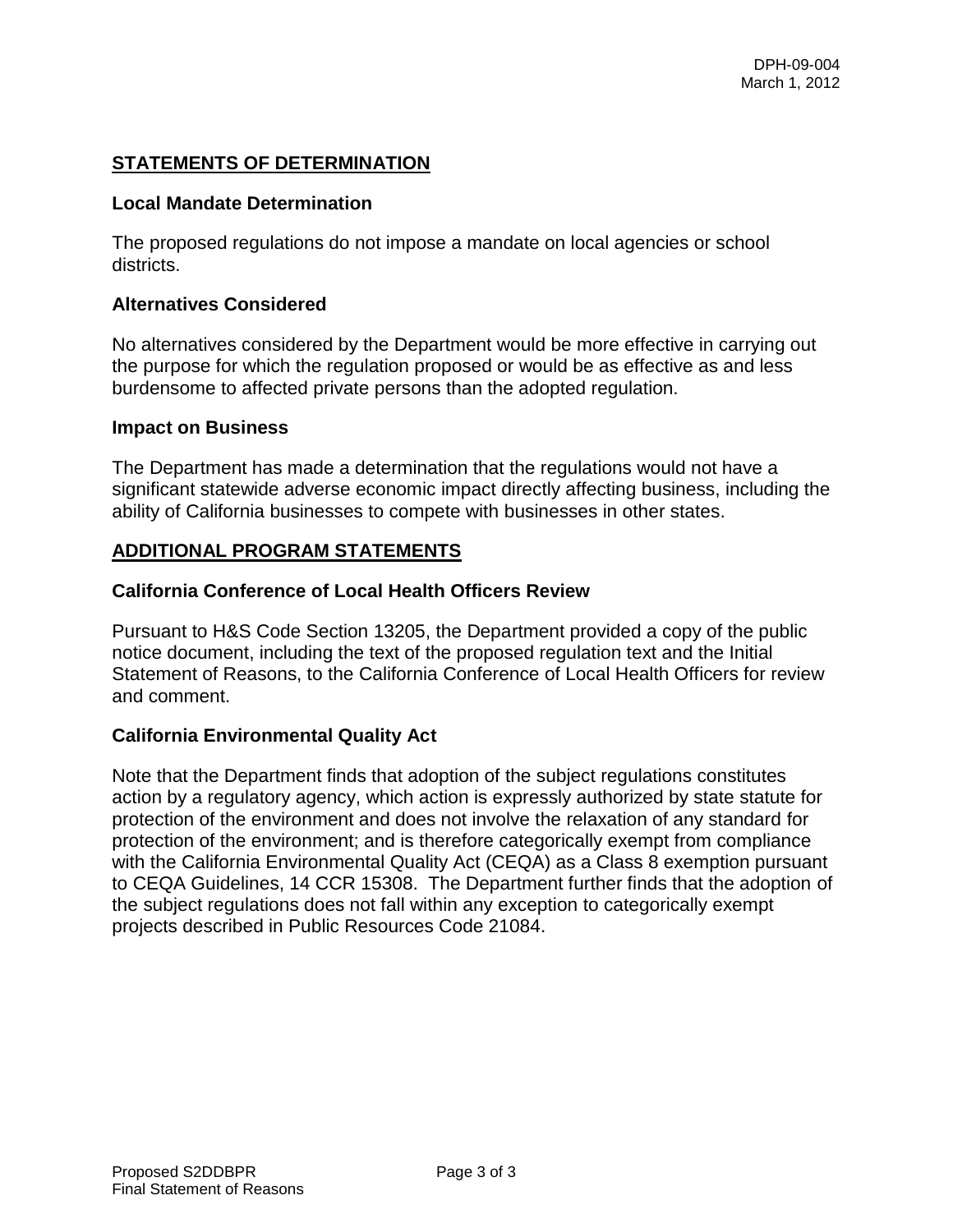## STATEMENTS OF DETERMINATION

### Local Mandate Determination

The proposed regulations do not impose a mandate on local agencies or school districts.

### Alternatives Considered

No alternatives considered by the Department would be more effective in carrying out the purpose for which the regulation proposed or would be as effective as and less burdensome to affected private persons than the adopted regulation.

### Impact on Business

The Department has made a determination that the regulations would not have a significant statewide adverse economic impact directly affecting business, including the ability of California businesses to compete with businesses in other states.

## ADDITIONAL PROGRAM STATEMENTS

### California Conference of Local Health Officers Review

Pursuant to H&S Code Section 13205, the Department provided a copy of the public notice document, including the text of the proposed regulation text and the Initial Statement of Reasons, to the California Conference of Local Health Officers for review and comment.

### California Environmental Quality Act

Note that the Department finds that adoption of the subject regulations constitutes action by a regulatory agency, which action is expressly authorized by state statute for protection of the environment and does not involve the relaxation of any standard for protection of the environment; and is therefore categorically exempt from compliance with the California Environmental Quality Act (CEQA) as a Class 8 exemption pursuant to CEQA Guidelines, 14 CCR 15308. The Department further finds that the adoption of the subject regulations does not fall within any exception to categorically exempt projects described in Public Resources Code 21084.